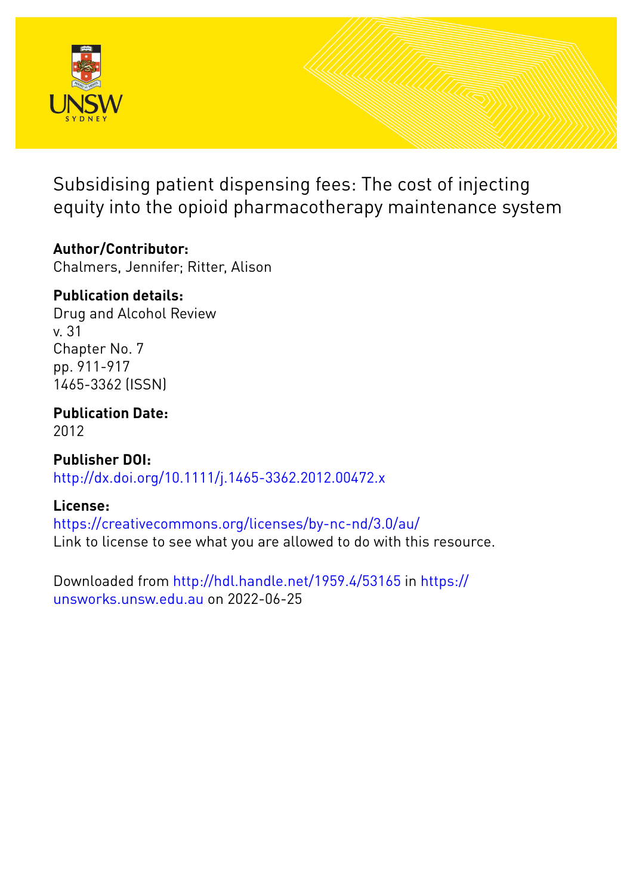# Subsidising patient dispensing fees: The cost of injecting equity into the opioid pharmacotherapy maintenance system

**Author/Contributor:**
Chalmers, Jennifer; Ritter, Alison

**Publication details:**
Drug and Alcohol Review
v. 31
Chapter No. 7
pp. 911-917
1465-3362 (ISSN)

**Publication Date:**
2012

**Publisher DOI:**
http://dx.doi.org/10.1111/j.1465-3362.2012.00472.x

**License:**
https://creativecommons.org/licenses/by-nc-nd/3.0/au/
Link to license to see what you are allowed to do with this resource.

Downloaded from http://hdl.handle.net/1959.4/53165 in https://unsworks.unsw.edu.au on 2022-06-25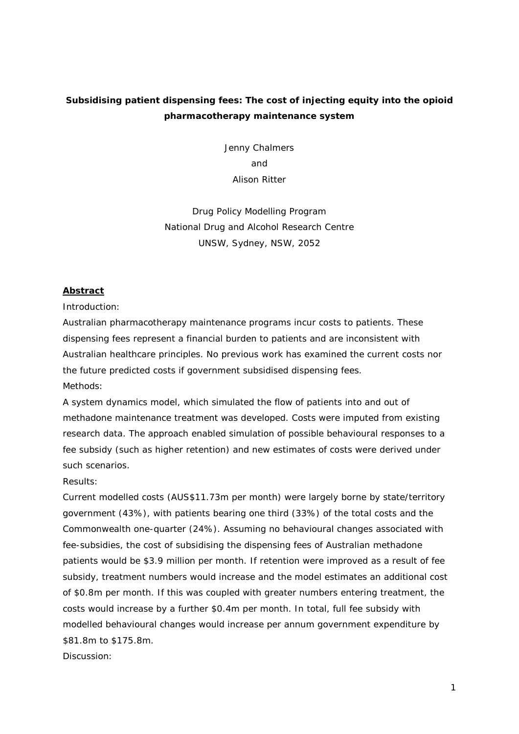**Subsidising patient dispensing fees: The cost of injecting equity into the opioid pharmacotherapy maintenance system**

Jenny Chalmers
and
Alison Ritter

Drug Policy Modelling Program
National Drug and Alcohol Research Centre
UNSW, Sydney, NSW, 2052

## Abstract

Introduction:

Australian pharmacotherapy maintenance programs incur costs to patients. These dispensing fees represent a financial burden to patients and are inconsistent with Australian healthcare principles. No previous work has examined the current costs nor the future predicted costs if government subsidised dispensing fees.

Methods:

A system dynamics model, which simulated the flow of patients into and out of methadone maintenance treatment was developed. Costs were imputed from existing research data. The approach enabled simulation of possible behavioural responses to a fee subsidy (such as higher retention) and new estimates of costs were derived under such scenarios.

Results:

Current modelled costs (AUS$11.73m per month) were largely borne by state/territory government (43%), with patients bearing one third (33%) of the total costs and the Commonwealth one-quarter (24%). Assuming no behavioural changes associated with fee-subsidies, the cost of subsidising the dispensing fees of Australian methadone patients would be $3.9 million per month. If retention were improved as a result of fee subsidy, treatment numbers would increase and the model estimates an additional cost of $0.8m per month. If this was coupled with greater numbers entering treatment, the costs would increase by a further $0.4m per month. In total, full fee subsidy with modelled behavioural changes would increase per annum government expenditure by $81.8m to $175.8m.

Discussion: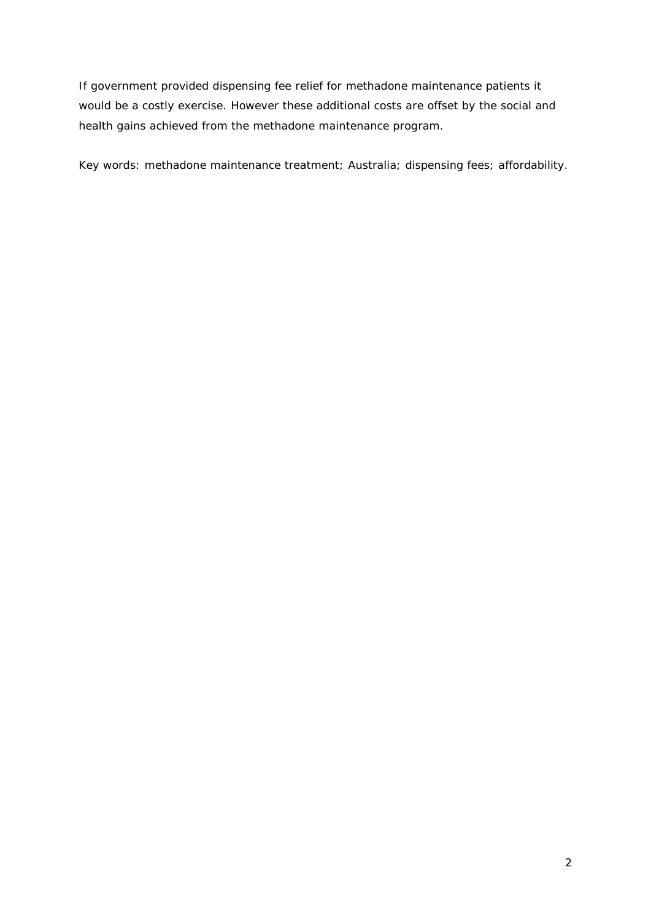If government provided dispensing fee relief for methadone maintenance patients it would be a costly exercise. However these additional costs are offset by the social and health gains achieved from the methadone maintenance program.

Key words: methadone maintenance treatment; Australia; dispensing fees; affordability.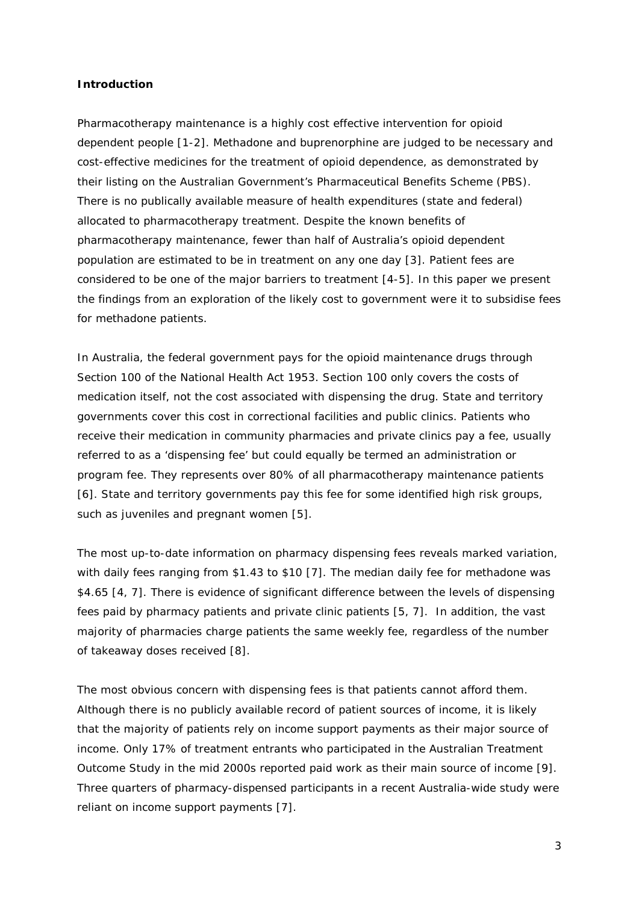**Introduction**

Pharmacotherapy maintenance is a highly cost effective intervention for opioid dependent people [1-2]. Methadone and buprenorphine are judged to be necessary and cost-effective medicines for the treatment of opioid dependence, as demonstrated by their listing on the Australian Government's Pharmaceutical Benefits Scheme (PBS). There is no publically available measure of health expenditures (state and federal) allocated to pharmacotherapy treatment. Despite the known benefits of pharmacotherapy maintenance, fewer than half of Australia's opioid dependent population are estimated to be in treatment on any one day [3]. Patient fees are considered to be one of the major barriers to treatment [4-5]. In this paper we present the findings from an exploration of the likely cost to government were it to subsidise fees for methadone patients.

In Australia, the federal government pays for the opioid maintenance drugs through Section 100 of the National Health Act 1953. Section 100 only covers the costs of medication itself, not the cost associated with dispensing the drug. State and territory governments cover this cost in correctional facilities and public clinics. Patients who receive their medication in community pharmacies and private clinics pay a fee, usually referred to as a 'dispensing fee' but could equally be termed an administration or program fee. They represents over 80% of all pharmacotherapy maintenance patients [6]. State and territory governments pay this fee for some identified high risk groups, such as juveniles and pregnant women [5].

The most up-to-date information on pharmacy dispensing fees reveals marked variation, with daily fees ranging from $1.43 to $10 [7]. The median daily fee for methadone was $4.65 [4, 7]. There is evidence of significant difference between the levels of dispensing fees paid by pharmacy patients and private clinic patients [5, 7]. In addition, the vast majority of pharmacies charge patients the same weekly fee, regardless of the number of takeaway doses received [8].

The most obvious concern with dispensing fees is that patients cannot afford them. Although there is no publicly available record of patient sources of income, it is likely that the majority of patients rely on income support payments as their major source of income. Only 17% of treatment entrants who participated in the Australian Treatment Outcome Study in the mid 2000s reported paid work as their main source of income [9]. Three quarters of pharmacy-dispensed participants in a recent Australia-wide study were reliant on income support payments [7].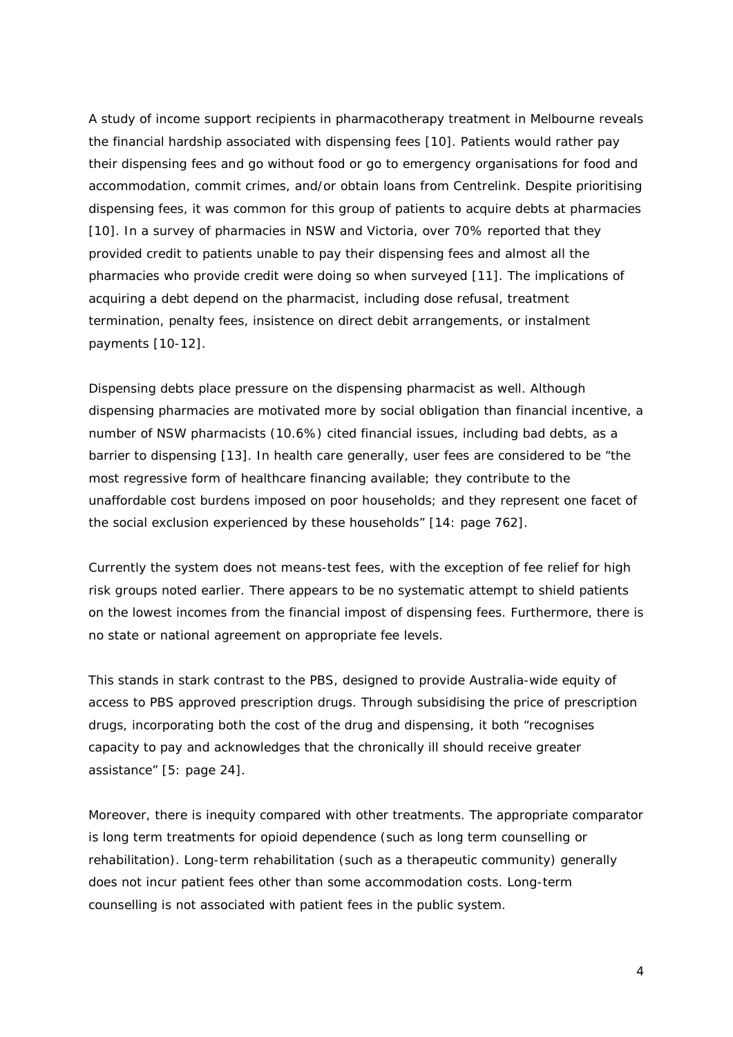A study of income support recipients in pharmacotherapy treatment in Melbourne reveals the financial hardship associated with dispensing fees [10]. Patients would rather pay their dispensing fees and go without food or go to emergency organisations for food and accommodation, commit crimes, and/or obtain loans from Centrelink. Despite prioritising dispensing fees, it was common for this group of patients to acquire debts at pharmacies [10]. In a survey of pharmacies in NSW and Victoria, over 70% reported that they provided credit to patients unable to pay their dispensing fees and almost all the pharmacies who provide credit were doing so when surveyed [11]. The implications of acquiring a debt depend on the pharmacist, including dose refusal, treatment termination, penalty fees, insistence on direct debit arrangements, or instalment payments [10-12].

Dispensing debts place pressure on the dispensing pharmacist as well. Although dispensing pharmacies are motivated more by social obligation than financial incentive, a number of NSW pharmacists (10.6%) cited financial issues, including bad debts, as a barrier to dispensing [13]. In health care generally, user fees are considered to be "the most regressive form of healthcare financing available; they contribute to the unaffordable cost burdens imposed on poor households; and they represent one facet of the social exclusion experienced by these households" [14: page 762].

Currently the system does not means-test fees, with the exception of fee relief for high risk groups noted earlier. There appears to be no systematic attempt to shield patients on the lowest incomes from the financial impost of dispensing fees. Furthermore, there is no state or national agreement on appropriate fee levels.

This stands in stark contrast to the PBS, designed to provide Australia-wide equity of access to PBS approved prescription drugs. Through subsidising the price of prescription drugs, incorporating both the cost of the drug and dispensing, it both "recognises capacity to pay and acknowledges that the chronically ill should receive greater assistance" [5: page 24].

Moreover, there is inequity compared with other treatments. The appropriate comparator is long term treatments for opioid dependence (such as long term counselling or rehabilitation). Long-term rehabilitation (such as a therapeutic community) generally does not incur patient fees other than some accommodation costs. Long-term counselling is not associated with patient fees in the public system.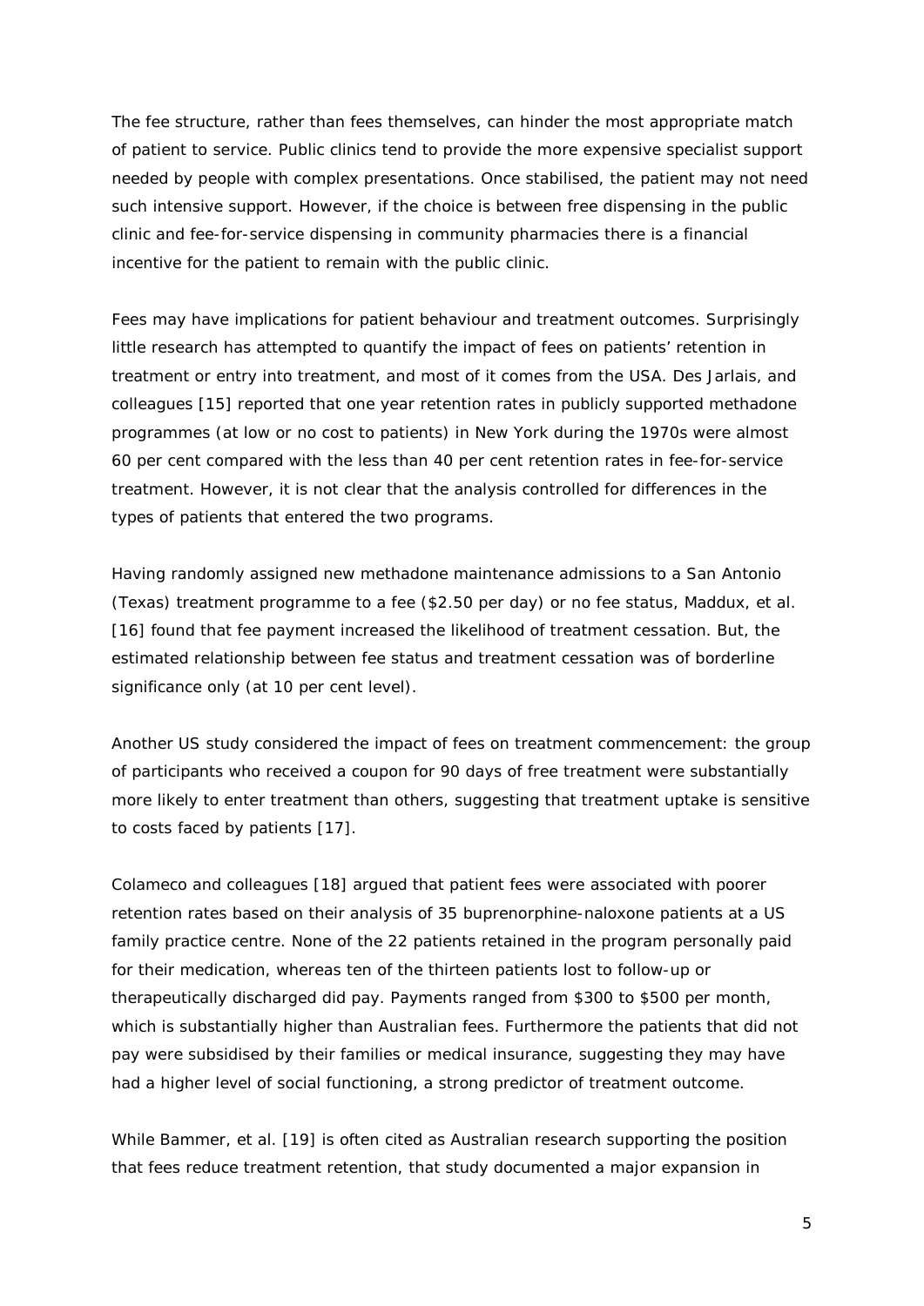The fee structure, rather than fees themselves, can hinder the most appropriate match of patient to service. Public clinics tend to provide the more expensive specialist support needed by people with complex presentations. Once stabilised, the patient may not need such intensive support. However, if the choice is between free dispensing in the public clinic and fee-for-service dispensing in community pharmacies there is a financial incentive for the patient to remain with the public clinic.

Fees may have implications for patient behaviour and treatment outcomes. Surprisingly little research has attempted to quantify the impact of fees on patients' retention in treatment or entry into treatment, and most of it comes from the USA. Des Jarlais, and colleagues [15] reported that one year retention rates in publicly supported methadone programmes (at low or no cost to patients) in New York during the 1970s were almost 60 per cent compared with the less than 40 per cent retention rates in fee-for-service treatment. However, it is not clear that the analysis controlled for differences in the types of patients that entered the two programs.

Having randomly assigned new methadone maintenance admissions to a San Antonio (Texas) treatment programme to a fee ($2.50 per day) or no fee status, Maddux, et al. [16] found that fee payment increased the likelihood of treatment cessation. But, the estimated relationship between fee status and treatment cessation was of borderline significance only (at 10 per cent level).

Another US study considered the impact of fees on treatment commencement: the group of participants who received a coupon for 90 days of free treatment were substantially more likely to enter treatment than others, suggesting that treatment uptake is sensitive to costs faced by patients [17].

Colameco and colleagues [18] argued that patient fees were associated with poorer retention rates based on their analysis of 35 buprenorphine-naloxone patients at a US family practice centre. None of the 22 patients retained in the program personally paid for their medication, whereas ten of the thirteen patients lost to follow-up or therapeutically discharged did pay. Payments ranged from $300 to $500 per month, which is substantially higher than Australian fees. Furthermore the patients that did not pay were subsidised by their families or medical insurance, suggesting they may have had a higher level of social functioning, a strong predictor of treatment outcome.

While Bammer, et al. [19] is often cited as Australian research supporting the position that fees reduce treatment retention, that study documented a major expansion in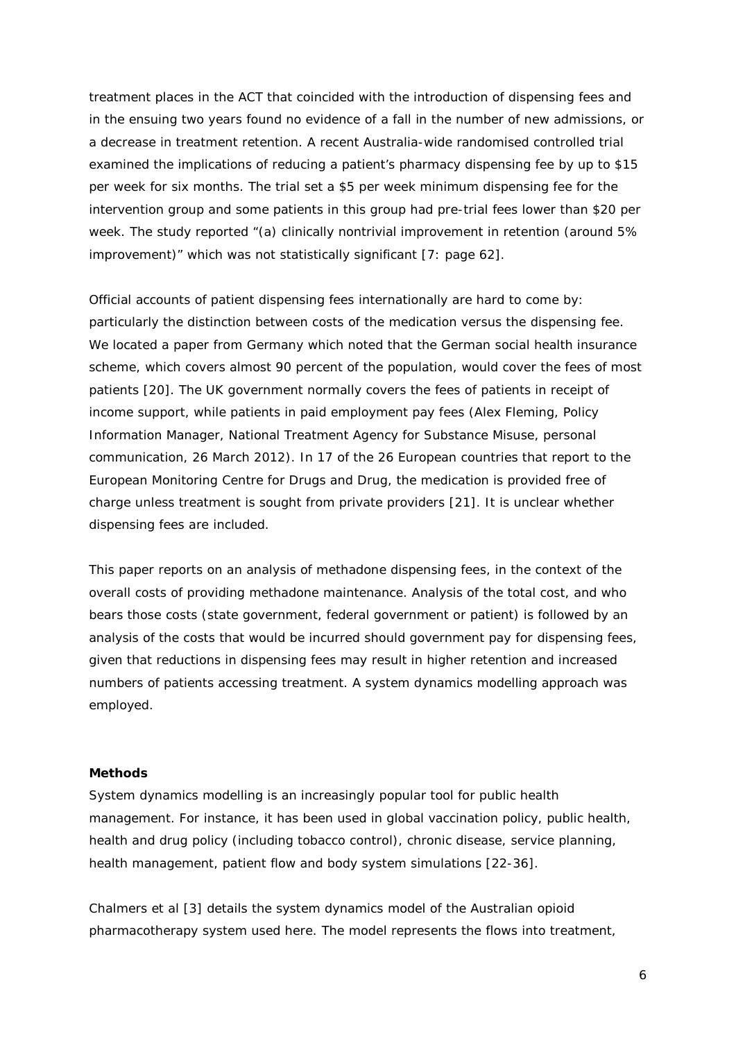treatment places in the ACT that coincided with the introduction of dispensing fees and in the ensuing two years found no evidence of a fall in the number of new admissions, or a decrease in treatment retention. A recent Australia-wide randomised controlled trial examined the implications of reducing a patient's pharmacy dispensing fee by up to $15 per week for six months. The trial set a $5 per week minimum dispensing fee for the intervention group and some patients in this group had pre-trial fees lower than $20 per week. The study reported "(a) clinically nontrivial improvement in retention (around 5% improvement)" which was not statistically significant [7: page 62].

Official accounts of patient dispensing fees internationally are hard to come by: particularly the distinction between costs of the medication versus the dispensing fee. We located a paper from Germany which noted that the German social health insurance scheme, which covers almost 90 percent of the population, would cover the fees of most patients [20]. The UK government normally covers the fees of patients in receipt of income support, while patients in paid employment pay fees (Alex Fleming, Policy Information Manager, National Treatment Agency for Substance Misuse, personal communication, 26 March 2012). In 17 of the 26 European countries that report to the European Monitoring Centre for Drugs and Drug, the medication is provided free of charge unless treatment is sought from private providers [21]. It is unclear whether dispensing fees are included.

This paper reports on an analysis of methadone dispensing fees, in the context of the overall costs of providing methadone maintenance. Analysis of the total cost, and who bears those costs (state government, federal government or patient) is followed by an analysis of the costs that would be incurred should government pay for dispensing fees, given that reductions in dispensing fees may result in higher retention and increased numbers of patients accessing treatment. A system dynamics modelling approach was employed.

**Methods**

System dynamics modelling is an increasingly popular tool for public health management. For instance, it has been used in global vaccination policy, public health, health and drug policy (including tobacco control), chronic disease, service planning, health management, patient flow and body system simulations [22-36].

Chalmers et al [3] details the system dynamics model of the Australian opioid pharmacotherapy system used here. The model represents the flows into treatment,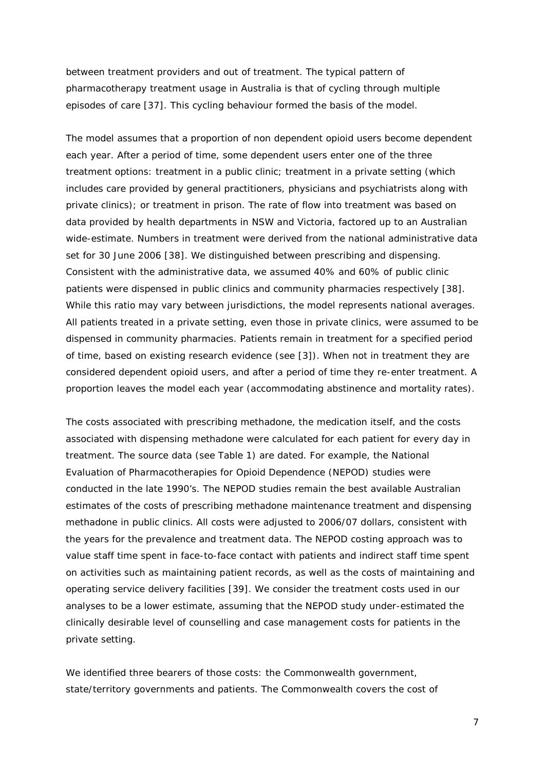between treatment providers and out of treatment. The typical pattern of pharmacotherapy treatment usage in Australia is that of cycling through multiple episodes of care [37]. This cycling behaviour formed the basis of the model.

The model assumes that a proportion of non dependent opioid users become dependent each year. After a period of time, some dependent users enter one of the three treatment options: treatment in a public clinic; treatment in a private setting (which includes care provided by general practitioners, physicians and psychiatrists along with private clinics); or treatment in prison. The rate of flow into treatment was based on data provided by health departments in NSW and Victoria, factored up to an Australian wide-estimate. Numbers in treatment were derived from the national administrative data set for 30 June 2006 [38]. We distinguished between prescribing and dispensing. Consistent with the administrative data, we assumed 40% and 60% of public clinic patients were dispensed in public clinics and community pharmacies respectively [38]. While this ratio may vary between jurisdictions, the model represents national averages. All patients treated in a private setting, even those in private clinics, were assumed to be dispensed in community pharmacies. Patients remain in treatment for a specified period of time, based on existing research evidence (see [3]). When not in treatment they are considered dependent opioid users, and after a period of time they re-enter treatment. A proportion leaves the model each year (accommodating abstinence and mortality rates).

The costs associated with prescribing methadone, the medication itself, and the costs associated with dispensing methadone were calculated for each patient for every day in treatment. The source data (see Table 1) are dated. For example, the National Evaluation of Pharmacotherapies for Opioid Dependence (NEPOD) studies were conducted in the late 1990's. The NEPOD studies remain the best available Australian estimates of the costs of prescribing methadone maintenance treatment and dispensing methadone in public clinics. All costs were adjusted to 2006/07 dollars, consistent with the years for the prevalence and treatment data. The NEPOD costing approach was to value staff time spent in face-to-face contact with patients and indirect staff time spent on activities such as maintaining patient records, as well as the costs of maintaining and operating service delivery facilities [39]. We consider the treatment costs used in our analyses to be a lower estimate, assuming that the NEPOD study under-estimated the clinically desirable level of counselling and case management costs for patients in the private setting.

We identified three bearers of those costs: the Commonwealth government, state/territory governments and patients. The Commonwealth covers the cost of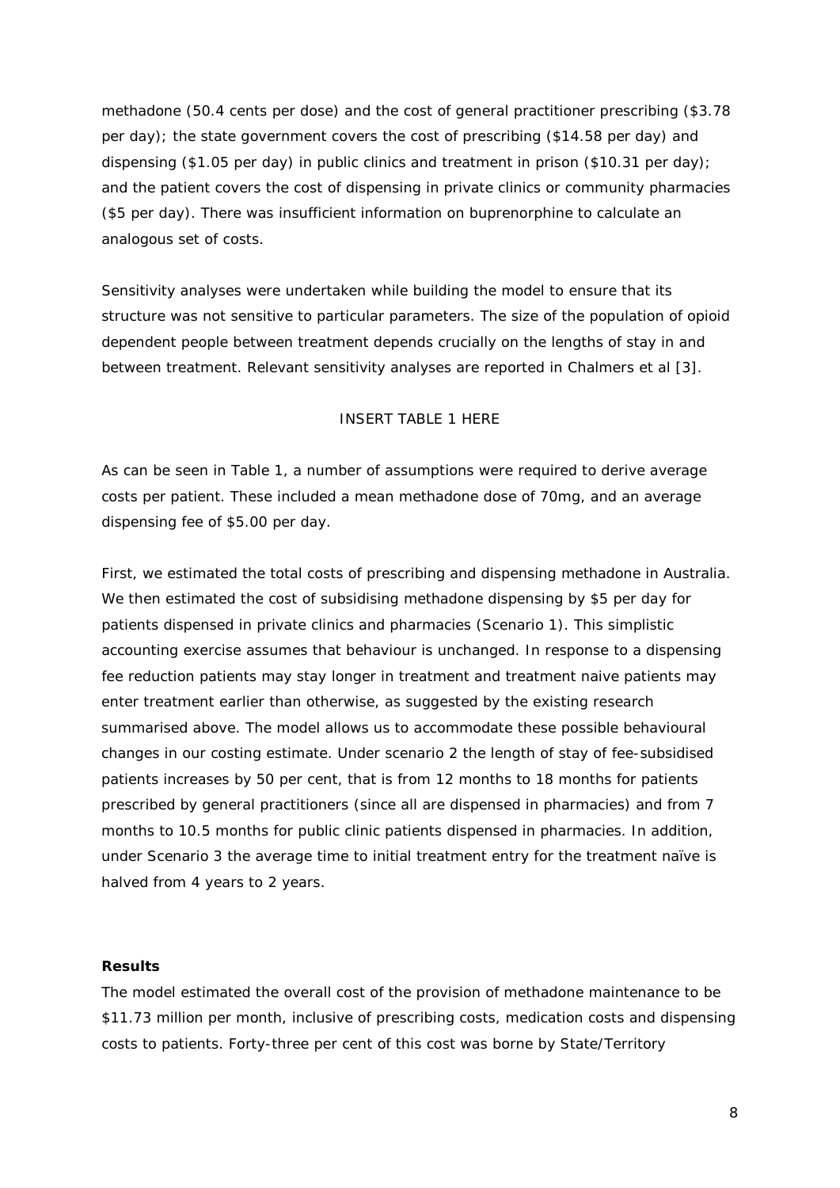methadone (50.4 cents per dose) and the cost of general practitioner prescribing ($3.78 per day); the state government covers the cost of prescribing ($14.58 per day) and dispensing ($1.05 per day) in public clinics and treatment in prison ($10.31 per day); and the patient covers the cost of dispensing in private clinics or community pharmacies ($5 per day). There was insufficient information on buprenorphine to calculate an analogous set of costs.

Sensitivity analyses were undertaken while building the model to ensure that its structure was not sensitive to particular parameters. The size of the population of opioid dependent people between treatment depends crucially on the lengths of stay in and between treatment. Relevant sensitivity analyses are reported in Chalmers et al [3].

INSERT TABLE 1 HERE

As can be seen in Table 1, a number of assumptions were required to derive average costs per patient. These included a mean methadone dose of 70mg, and an average dispensing fee of $5.00 per day.

First, we estimated the total costs of prescribing and dispensing methadone in Australia. We then estimated the cost of subsidising methadone dispensing by $5 per day for patients dispensed in private clinics and pharmacies (Scenario 1). This simplistic accounting exercise assumes that behaviour is unchanged. In response to a dispensing fee reduction patients may stay longer in treatment and treatment naive patients may enter treatment earlier than otherwise, as suggested by the existing research summarised above. The model allows us to accommodate these possible behavioural changes in our costing estimate. Under scenario 2 the length of stay of fee-subsidised patients increases by 50 per cent, that is from 12 months to 18 months for patients prescribed by general practitioners (since all are dispensed in pharmacies) and from 7 months to 10.5 months for public clinic patients dispensed in pharmacies. In addition, under Scenario 3 the average time to initial treatment entry for the treatment naïve is halved from 4 years to 2 years.

**Results**

The model estimated the overall cost of the provision of methadone maintenance to be $11.73 million per month, inclusive of prescribing costs, medication costs and dispensing costs to patients. Forty-three per cent of this cost was borne by State/Territory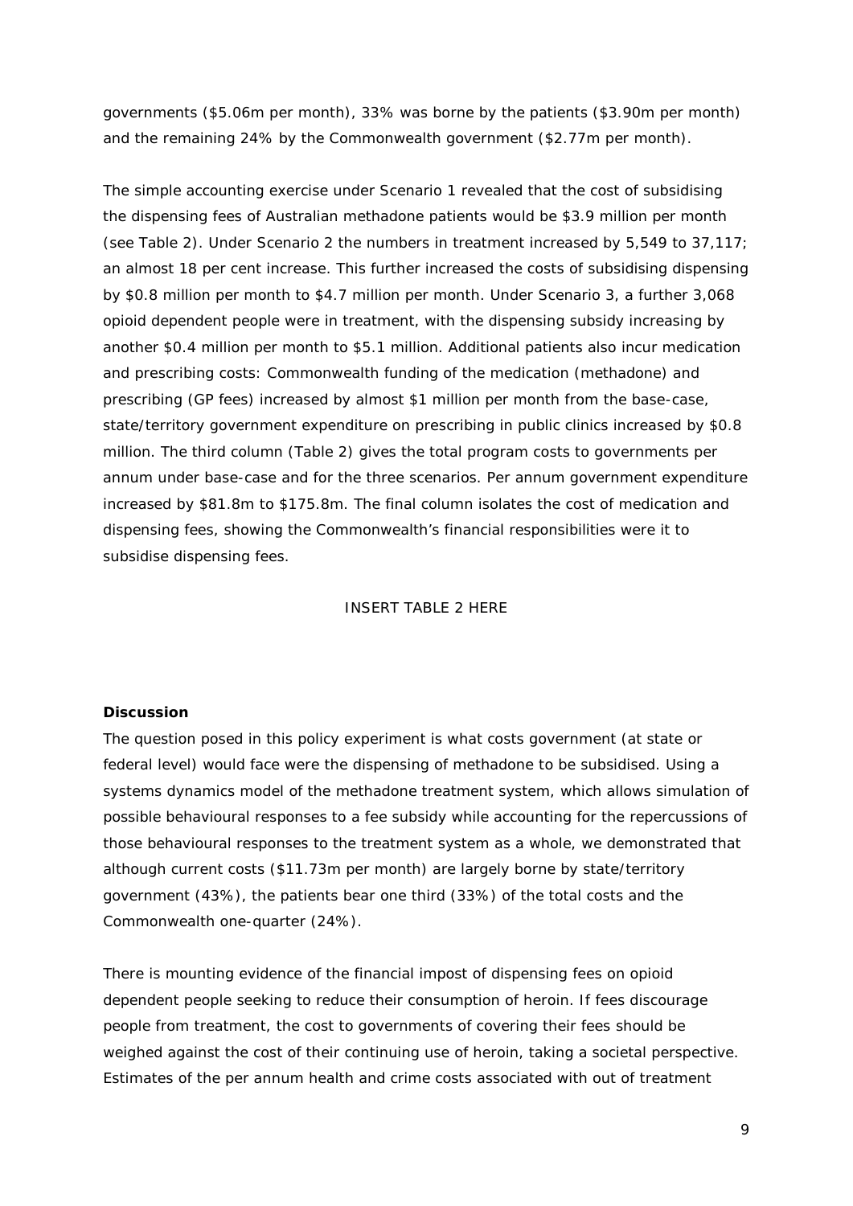governments ($5.06m per month), 33% was borne by the patients ($3.90m per month) and the remaining 24% by the Commonwealth government ($2.77m per month).

The simple accounting exercise under Scenario 1 revealed that the cost of subsidising the dispensing fees of Australian methadone patients would be $3.9 million per month (see Table 2). Under Scenario 2 the numbers in treatment increased by 5,549 to 37,117; an almost 18 per cent increase. This further increased the costs of subsidising dispensing by $0.8 million per month to $4.7 million per month. Under Scenario 3, a further 3,068 opioid dependent people were in treatment, with the dispensing subsidy increasing by another $0.4 million per month to $5.1 million. Additional patients also incur medication and prescribing costs: Commonwealth funding of the medication (methadone) and prescribing (GP fees) increased by almost $1 million per month from the base-case, state/territory government expenditure on prescribing in public clinics increased by $0.8 million. The third column (Table 2) gives the total program costs to governments per annum under base-case and for the three scenarios. Per annum government expenditure increased by $81.8m to $175.8m. The final column isolates the cost of medication and dispensing fees, showing the Commonwealth's financial responsibilities were it to subsidise dispensing fees.

INSERT TABLE 2 HERE

**Discussion**

The question posed in this policy experiment is what costs government (at state or federal level) would face were the dispensing of methadone to be subsidised. Using a systems dynamics model of the methadone treatment system, which allows simulation of possible behavioural responses to a fee subsidy while accounting for the repercussions of those behavioural responses to the treatment system as a whole, we demonstrated that although current costs ($11.73m per month) are largely borne by state/territory government (43%), the patients bear one third (33%) of the total costs and the Commonwealth one-quarter (24%).

There is mounting evidence of the financial impost of dispensing fees on opioid dependent people seeking to reduce their consumption of heroin. If fees discourage people from treatment, the cost to governments of covering their fees should be weighed against the cost of their continuing use of heroin, taking a societal perspective. Estimates of the per annum health and crime costs associated with out of treatment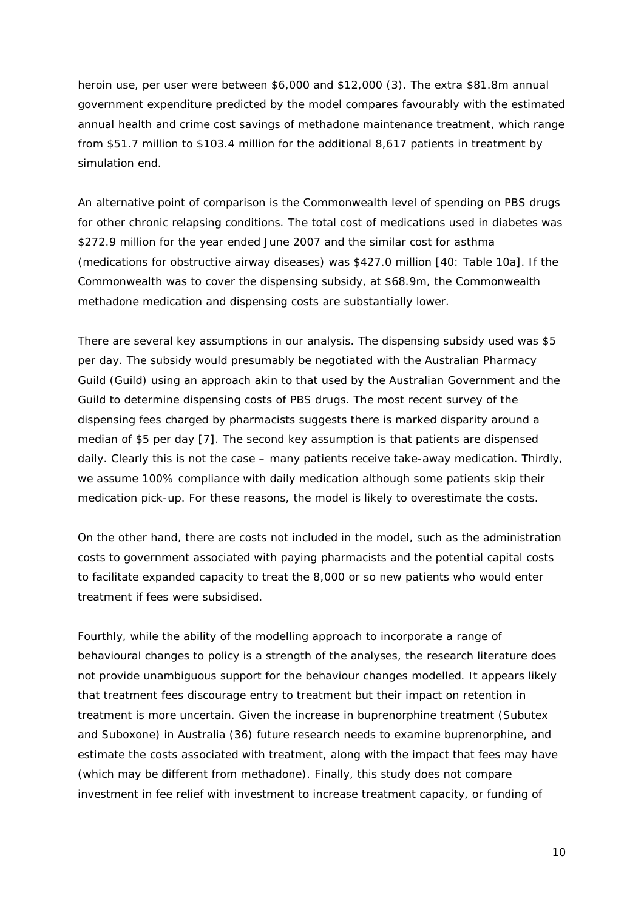heroin use, per user were between $6,000 and $12,000 (3). The extra $81.8m annual government expenditure predicted by the model compares favourably with the estimated annual health and crime cost savings of methadone maintenance treatment, which range from $51.7 million to $103.4 million for the additional 8,617 patients in treatment by simulation end.

An alternative point of comparison is the Commonwealth level of spending on PBS drugs for other chronic relapsing conditions. The total cost of medications used in diabetes was $272.9 million for the year ended June 2007 and the similar cost for asthma (medications for obstructive airway diseases) was $427.0 million [40: Table 10a]. If the Commonwealth was to cover the dispensing subsidy, at $68.9m, the Commonwealth methadone medication and dispensing costs are substantially lower.

There are several key assumptions in our analysis. The dispensing subsidy used was $5 per day. The subsidy would presumably be negotiated with the Australian Pharmacy Guild (Guild) using an approach akin to that used by the Australian Government and the Guild to determine dispensing costs of PBS drugs. The most recent survey of the dispensing fees charged by pharmacists suggests there is marked disparity around a median of $5 per day [7]. The second key assumption is that patients are dispensed daily. Clearly this is not the case – many patients receive take-away medication. Thirdly, we assume 100% compliance with daily medication although some patients skip their medication pick-up. For these reasons, the model is likely to overestimate the costs.

On the other hand, there are costs not included in the model, such as the administration costs to government associated with paying pharmacists and the potential capital costs to facilitate expanded capacity to treat the 8,000 or so new patients who would enter treatment if fees were subsidised.

Fourthly, while the ability of the modelling approach to incorporate a range of behavioural changes to policy is a strength of the analyses, the research literature does not provide unambiguous support for the behaviour changes modelled. It appears likely that treatment fees discourage entry to treatment but their impact on retention in treatment is more uncertain. Given the increase in buprenorphine treatment (Subutex and Suboxone) in Australia (36) future research needs to examine buprenorphine, and estimate the costs associated with treatment, along with the impact that fees may have (which may be different from methadone). Finally, this study does not compare investment in fee relief with investment to increase treatment capacity, or funding of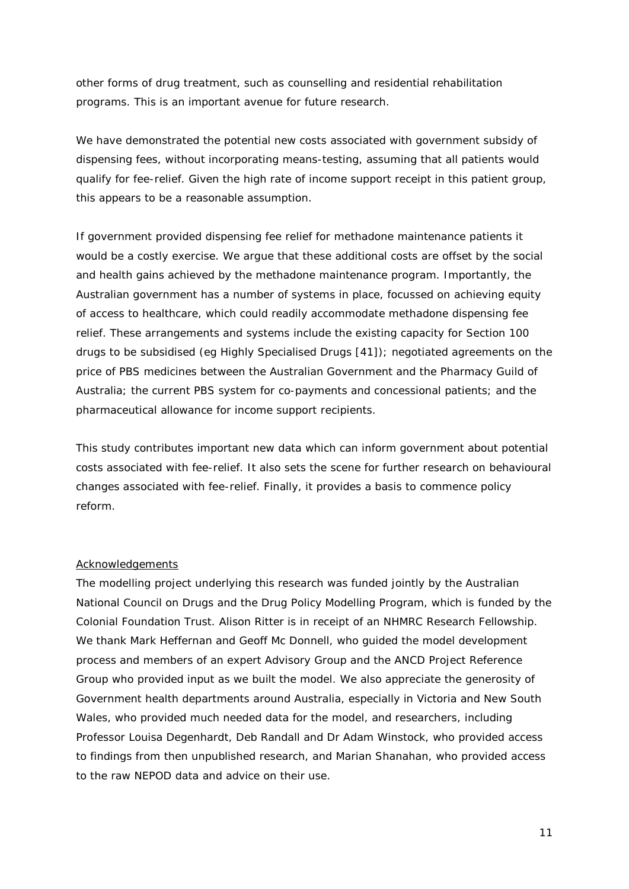other forms of drug treatment, such as counselling and residential rehabilitation programs. This is an important avenue for future research.

We have demonstrated the potential new costs associated with government subsidy of dispensing fees, without incorporating means-testing, assuming that all patients would qualify for fee-relief. Given the high rate of income support receipt in this patient group, this appears to be a reasonable assumption.

If government provided dispensing fee relief for methadone maintenance patients it would be a costly exercise. We argue that these additional costs are offset by the social and health gains achieved by the methadone maintenance program. Importantly, the Australian government has a number of systems in place, focussed on achieving equity of access to healthcare, which could readily accommodate methadone dispensing fee relief. These arrangements and systems include the existing capacity for Section 100 drugs to be subsidised (eg Highly Specialised Drugs [41]); negotiated agreements on the price of PBS medicines between the Australian Government and the Pharmacy Guild of Australia; the current PBS system for co-payments and concessional patients; and the pharmaceutical allowance for income support recipients.

This study contributes important new data which can inform government about potential costs associated with fee-relief. It also sets the scene for further research on behavioural changes associated with fee-relief. Finally, it provides a basis to commence policy reform.

## Acknowledgements

The modelling project underlying this research was funded jointly by the Australian National Council on Drugs and the Drug Policy Modelling Program, which is funded by the Colonial Foundation Trust. Alison Ritter is in receipt of an NHMRC Research Fellowship. We thank Mark Heffernan and Geoff Mc Donnell, who guided the model development process and members of an expert Advisory Group and the ANCD Project Reference Group who provided input as we built the model. We also appreciate the generosity of Government health departments around Australia, especially in Victoria and New South Wales, who provided much needed data for the model, and researchers, including Professor Louisa Degenhardt, Deb Randall and Dr Adam Winstock, who provided access to findings from then unpublished research, and Marian Shanahan, who provided access to the raw NEPOD data and advice on their use.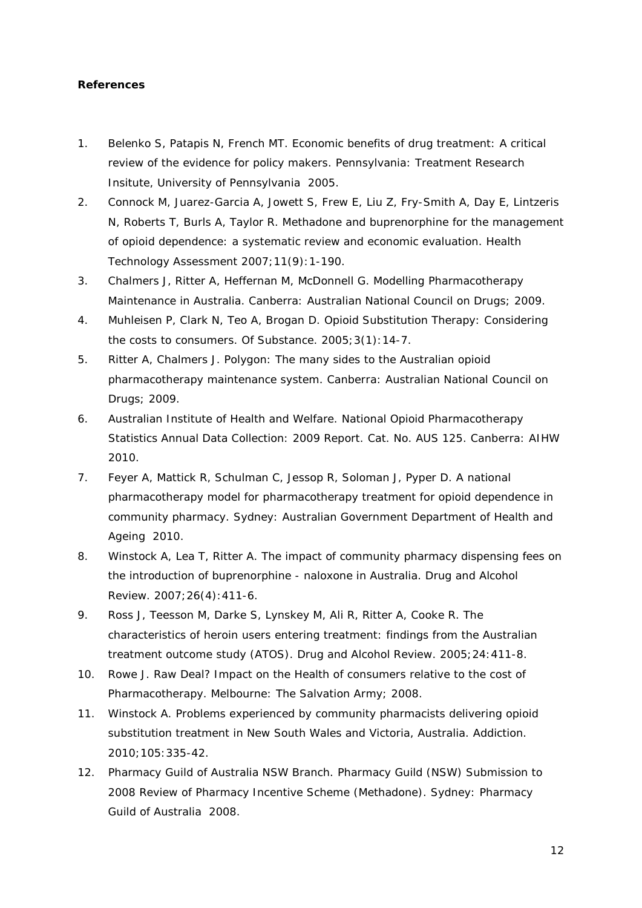**References**

1. Belenko S, Patapis N, French MT. Economic benefits of drug treatment: A critical review of the evidence for policy makers. Pennsylvania: Treatment Research Insitute, University of Pennsylvania 2005.
2. Connock M, Juarez-Garcia A, Jowett S, Frew E, Liu Z, Fry-Smith A, Day E, Lintzeris N, Roberts T, Burls A, Taylor R. Methadone and buprenorphine for the management of opioid dependence: a systematic review and economic evaluation. Health Technology Assessment 2007;11(9):1-190.
3. Chalmers J, Ritter A, Heffernan M, McDonnell G. Modelling Pharmacotherapy Maintenance in Australia. Canberra: Australian National Council on Drugs; 2009.
4. Muhleisen P, Clark N, Teo A, Brogan D. Opioid Substitution Therapy: Considering the costs to consumers. Of Substance. 2005;3(1):14-7.
5. Ritter A, Chalmers J. Polygon: The many sides to the Australian opioid pharmacotherapy maintenance system. Canberra: Australian National Council on Drugs; 2009.
6. Australian Institute of Health and Welfare. National Opioid Pharmacotherapy Statistics Annual Data Collection: 2009 Report. Cat. No. AUS 125. Canberra: AIHW 2010.
7. Feyer A, Mattick R, Schulman C, Jessop R, Soloman J, Pyper D. A national pharmacotherapy model for pharmacotherapy treatment for opioid dependence in community pharmacy. Sydney: Australian Government Department of Health and Ageing 2010.
8. Winstock A, Lea T, Ritter A. The impact of community pharmacy dispensing fees on the introduction of buprenorphine - naloxone in Australia. Drug and Alcohol Review. 2007;26(4):411-6.
9. Ross J, Teesson M, Darke S, Lynskey M, Ali R, Ritter A, Cooke R. The characteristics of heroin users entering treatment: findings from the Australian treatment outcome study (ATOS). Drug and Alcohol Review. 2005;24:411-8.
10. Rowe J. Raw Deal? Impact on the Health of consumers relative to the cost of Pharmacotherapy. Melbourne: The Salvation Army; 2008.
11. Winstock A. Problems experienced by community pharmacists delivering opioid substitution treatment in New South Wales and Victoria, Australia. Addiction. 2010;105:335-42.
12. Pharmacy Guild of Australia NSW Branch. Pharmacy Guild (NSW) Submission to 2008 Review of Pharmacy Incentive Scheme (Methadone). Sydney: Pharmacy Guild of Australia 2008.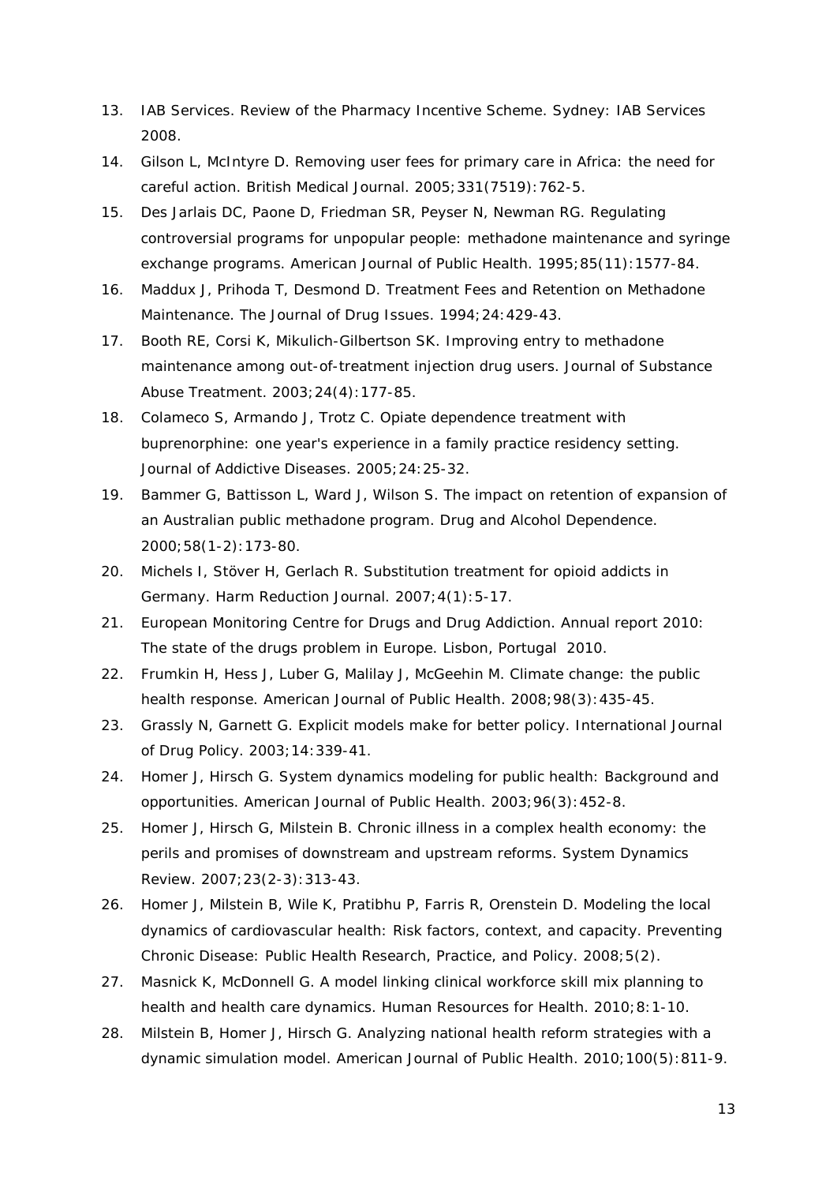13. IAB Services. Review of the Pharmacy Incentive Scheme. Sydney: IAB Services 2008.
14. Gilson L, McIntyre D. Removing user fees for primary care in Africa: the need for careful action. British Medical Journal. 2005;331(7519):762-5.
15. Des Jarlais DC, Paone D, Friedman SR, Peyser N, Newman RG. Regulating controversial programs for unpopular people: methadone maintenance and syringe exchange programs. American Journal of Public Health. 1995;85(11):1577-84.
16. Maddux J, Prihoda T, Desmond D. Treatment Fees and Retention on Methadone Maintenance. The Journal of Drug Issues. 1994;24:429-43.
17. Booth RE, Corsi K, Mikulich-Gilbertson SK. Improving entry to methadone maintenance among out-of-treatment injection drug users. Journal of Substance Abuse Treatment. 2003;24(4):177-85.
18. Colameco S, Armando J, Trotz C. Opiate dependence treatment with buprenorphine: one year's experience in a family practice residency setting. Journal of Addictive Diseases. 2005;24:25-32.
19. Bammer G, Battisson L, Ward J, Wilson S. The impact on retention of expansion of an Australian public methadone program. Drug and Alcohol Dependence. 2000;58(1-2):173-80.
20. Michels I, Stöver H, Gerlach R. Substitution treatment for opioid addicts in Germany. Harm Reduction Journal. 2007;4(1):5-17.
21. European Monitoring Centre for Drugs and Drug Addiction. Annual report 2010: The state of the drugs problem in Europe. Lisbon, Portugal 2010.
22. Frumkin H, Hess J, Luber G, Malilay J, McGeehin M. Climate change: the public health response. American Journal of Public Health. 2008;98(3):435-45.
23. Grassly N, Garnett G. Explicit models make for better policy. International Journal of Drug Policy. 2003;14:339-41.
24. Homer J, Hirsch G. System dynamics modeling for public health: Background and opportunities. American Journal of Public Health. 2003;96(3):452-8.
25. Homer J, Hirsch G, Milstein B. Chronic illness in a complex health economy: the perils and promises of downstream and upstream reforms. System Dynamics Review. 2007;23(2-3):313-43.
26. Homer J, Milstein B, Wile K, Pratibhu P, Farris R, Orenstein D. Modeling the local dynamics of cardiovascular health: Risk factors, context, and capacity. Preventing Chronic Disease: Public Health Research, Practice, and Policy. 2008;5(2).
27. Masnick K, McDonnell G. A model linking clinical workforce skill mix planning to health and health care dynamics. Human Resources for Health. 2010;8:1-10.
28. Milstein B, Homer J, Hirsch G. Analyzing national health reform strategies with a dynamic simulation model. American Journal of Public Health. 2010;100(5):811-9.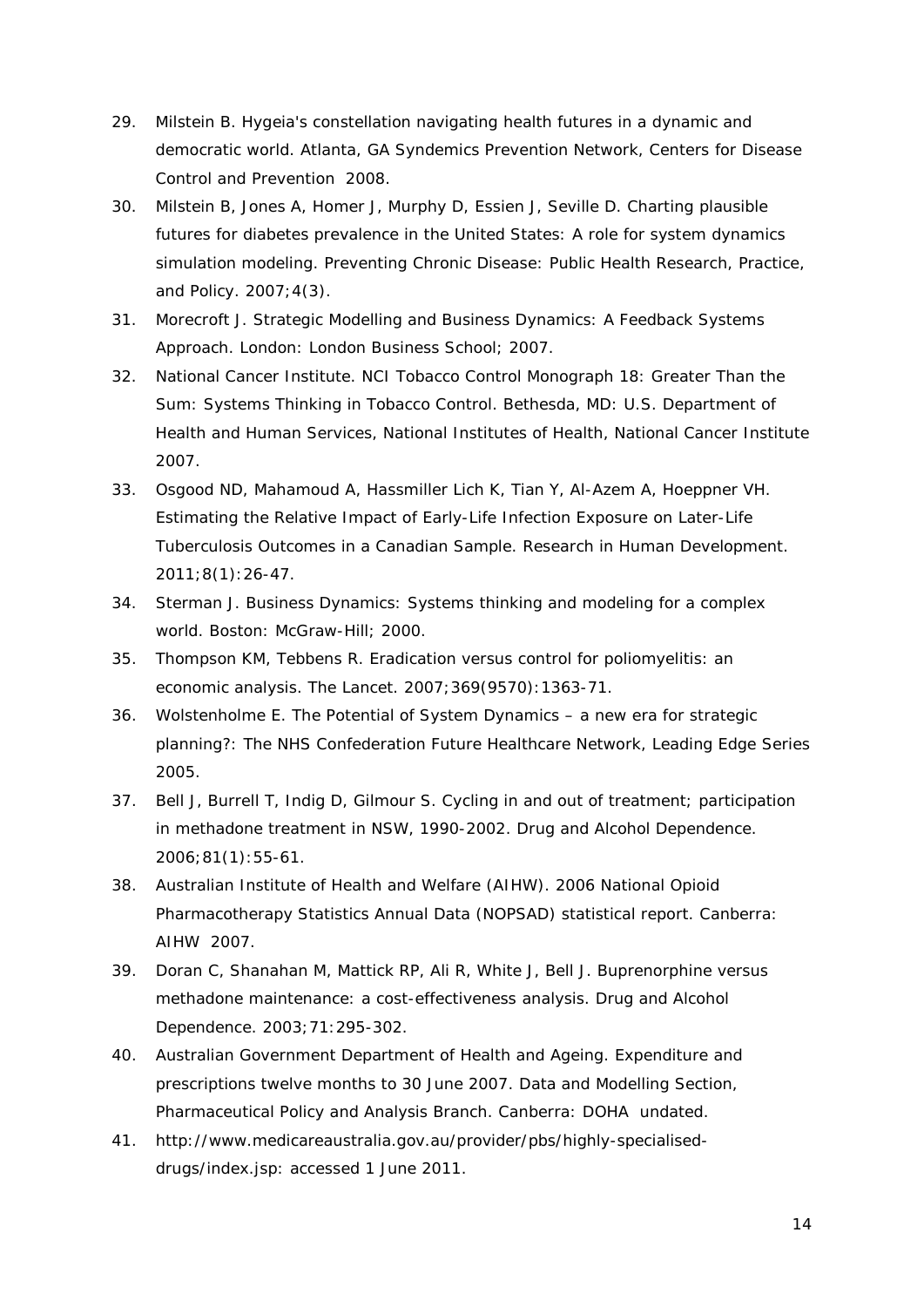29. Milstein B. Hygeia's constellation navigating health futures in a dynamic and democratic world. Atlanta, GA Syndemics Prevention Network, Centers for Disease Control and Prevention 2008.
30. Milstein B, Jones A, Homer J, Murphy D, Essien J, Seville D. Charting plausible futures for diabetes prevalence in the United States: A role for system dynamics simulation modeling. Preventing Chronic Disease: Public Health Research, Practice, and Policy. 2007;4(3).
31. Morecroft J. Strategic Modelling and Business Dynamics: A Feedback Systems Approach. London: London Business School; 2007.
32. National Cancer Institute. NCI Tobacco Control Monograph 18: Greater Than the Sum: Systems Thinking in Tobacco Control. Bethesda, MD: U.S. Department of Health and Human Services, National Institutes of Health, National Cancer Institute 2007.
33. Osgood ND, Mahamoud A, Hassmiller Lich K, Tian Y, Al-Azem A, Hoeppner VH. Estimating the Relative Impact of Early-Life Infection Exposure on Later-Life Tuberculosis Outcomes in a Canadian Sample. Research in Human Development. 2011;8(1):26-47.
34. Sterman J. Business Dynamics: Systems thinking and modeling for a complex world. Boston: McGraw-Hill; 2000.
35. Thompson KM, Tebbens R. Eradication versus control for poliomyelitis: an economic analysis. The Lancet. 2007;369(9570):1363-71.
36. Wolstenholme E. The Potential of System Dynamics – a new era for strategic planning?: The NHS Confederation Future Healthcare Network, Leading Edge Series 2005.
37. Bell J, Burrell T, Indig D, Gilmour S. Cycling in and out of treatment; participation in methadone treatment in NSW, 1990-2002. Drug and Alcohol Dependence. 2006;81(1):55-61.
38. Australian Institute of Health and Welfare (AIHW). 2006 National Opioid Pharmacotherapy Statistics Annual Data (NOPSAD) statistical report. Canberra: AIHW 2007.
39. Doran C, Shanahan M, Mattick RP, Ali R, White J, Bell J. Buprenorphine versus methadone maintenance: a cost-effectiveness analysis. Drug and Alcohol Dependence. 2003;71:295-302.
40. Australian Government Department of Health and Ageing. Expenditure and prescriptions twelve months to 30 June 2007. Data and Modelling Section, Pharmaceutical Policy and Analysis Branch. Canberra: DOHA undated.
41. http://www.medicareaustralia.gov.au/provider/pbs/highly-specialised-drugs/index.jsp: accessed 1 June 2011.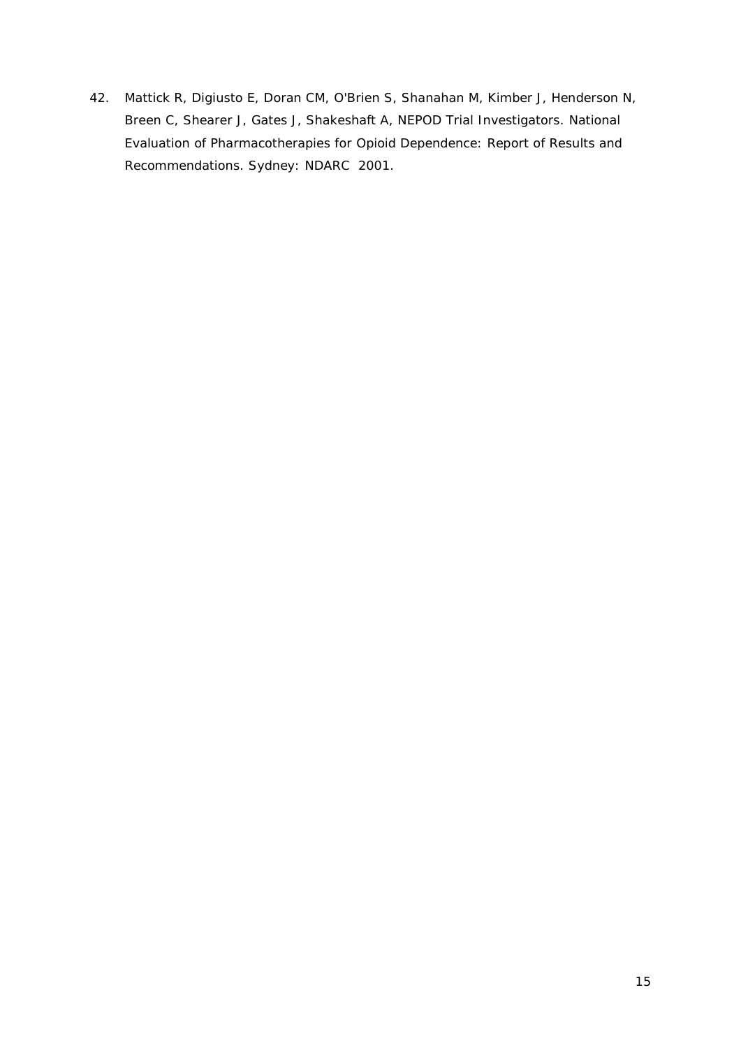42. Mattick R, Digiusto E, Doran CM, O'Brien S, Shanahan M, Kimber J, Henderson N, Breen C, Shearer J, Gates J, Shakeshaft A, NEPOD Trial Investigators. National Evaluation of Pharmacotherapies for Opioid Dependence: Report of Results and Recommendations. Sydney: NDARC 2001.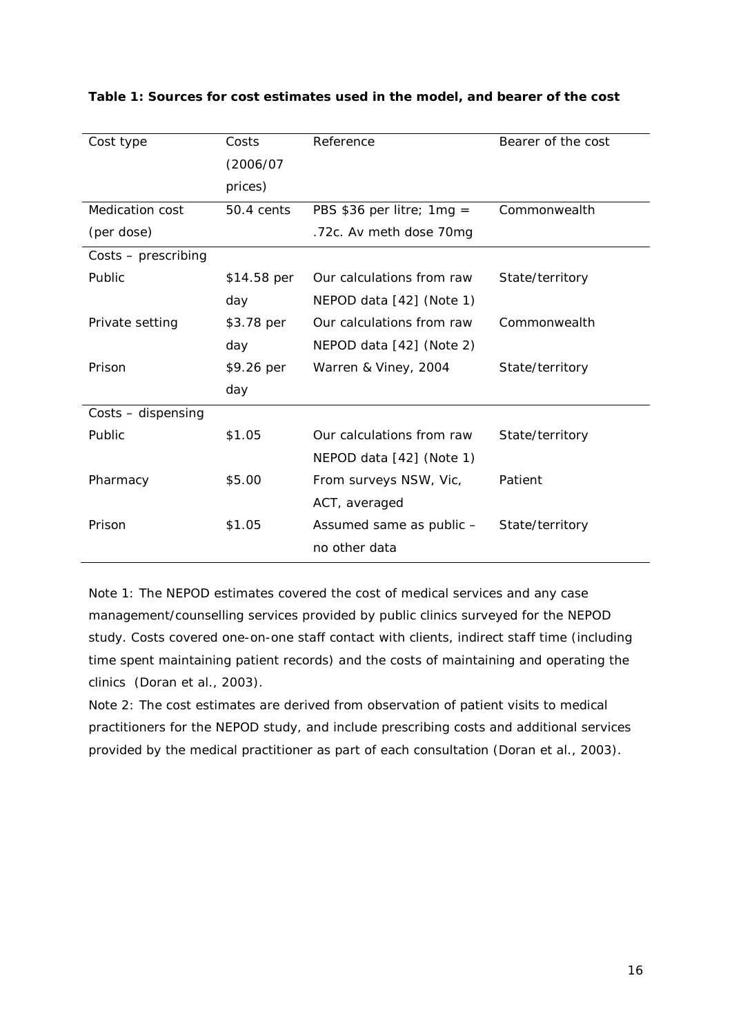**Table 1: Sources for cost estimates used in the model, and bearer of the cost**

| Cost type | Costs (2006/07 prices) | Reference | Bearer of the cost |
|---|---|---|---|
| Medication cost (per dose) | 50.4 cents | PBS $36 per litre; 1mg = .72c. Av meth dose 70mg | Commonwealth |
| Costs – prescribing | | | |
| Public | $14.58 per day | Our calculations from raw NEPOD data [42] (Note 1) | State/territory |
| Private setting | $3.78 per day | Our calculations from raw NEPOD data [42] (Note 2) | Commonwealth |
| Prison | $9.26 per day | Warren & Viney, 2004 | State/territory |
| Costs – dispensing | | | |
| Public | $1.05 | Our calculations from raw NEPOD data [42] (Note 1) | State/territory |
| Pharmacy | $5.00 | From surveys NSW, Vic, ACT, averaged | Patient |
| Prison | $1.05 | Assumed same as public – no other data | State/territory |

Note 1: The NEPOD estimates covered the cost of medical services and any case management/counselling services provided by public clinics surveyed for the NEPOD study. Costs covered one-on-one staff contact with clients, indirect staff time (including time spent maintaining patient records) and the costs of maintaining and operating the clinics (Doran et al., 2003).

Note 2: The cost estimates are derived from observation of patient visits to medical practitioners for the NEPOD study, and include prescribing costs and additional services provided by the medical practitioner as part of each consultation (Doran et al., 2003).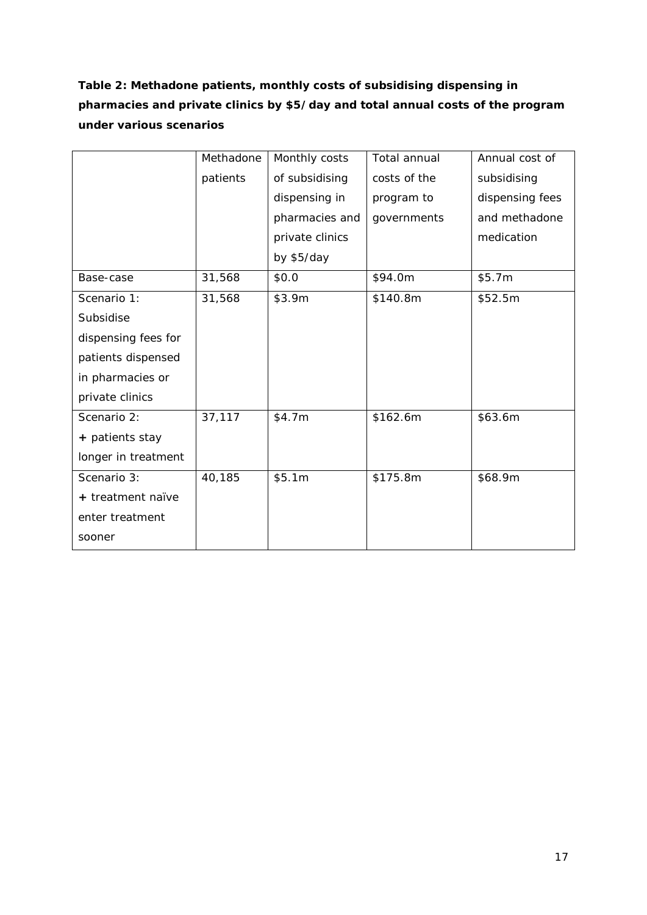**Table 2: Methadone patients, monthly costs of subsidising dispensing in pharmacies and private clinics by $5/day and total annual costs of the program under various scenarios**

| | Methadone patients | Monthly costs of subsidising dispensing in pharmacies and private clinics by $5/day | Total annual costs of the program to governments | Annual cost of subsidising dispensing fees and methadone medication |
|---|---|---|---|---|
| Base-case | 31,568 | $0.0 | $94.0m | $5.7m |
| Scenario 1: Subsidise dispensing fees for patients dispensed in pharmacies or private clinics | 31,568 | $3.9m | $140.8m | $52.5m |
| Scenario 2: + patients stay longer in treatment | 37,117 | $4.7m | $162.6m | $63.6m |
| Scenario 3: + treatment naïve enter treatment sooner | 40,185 | $5.1m | $175.8m | $68.9m |